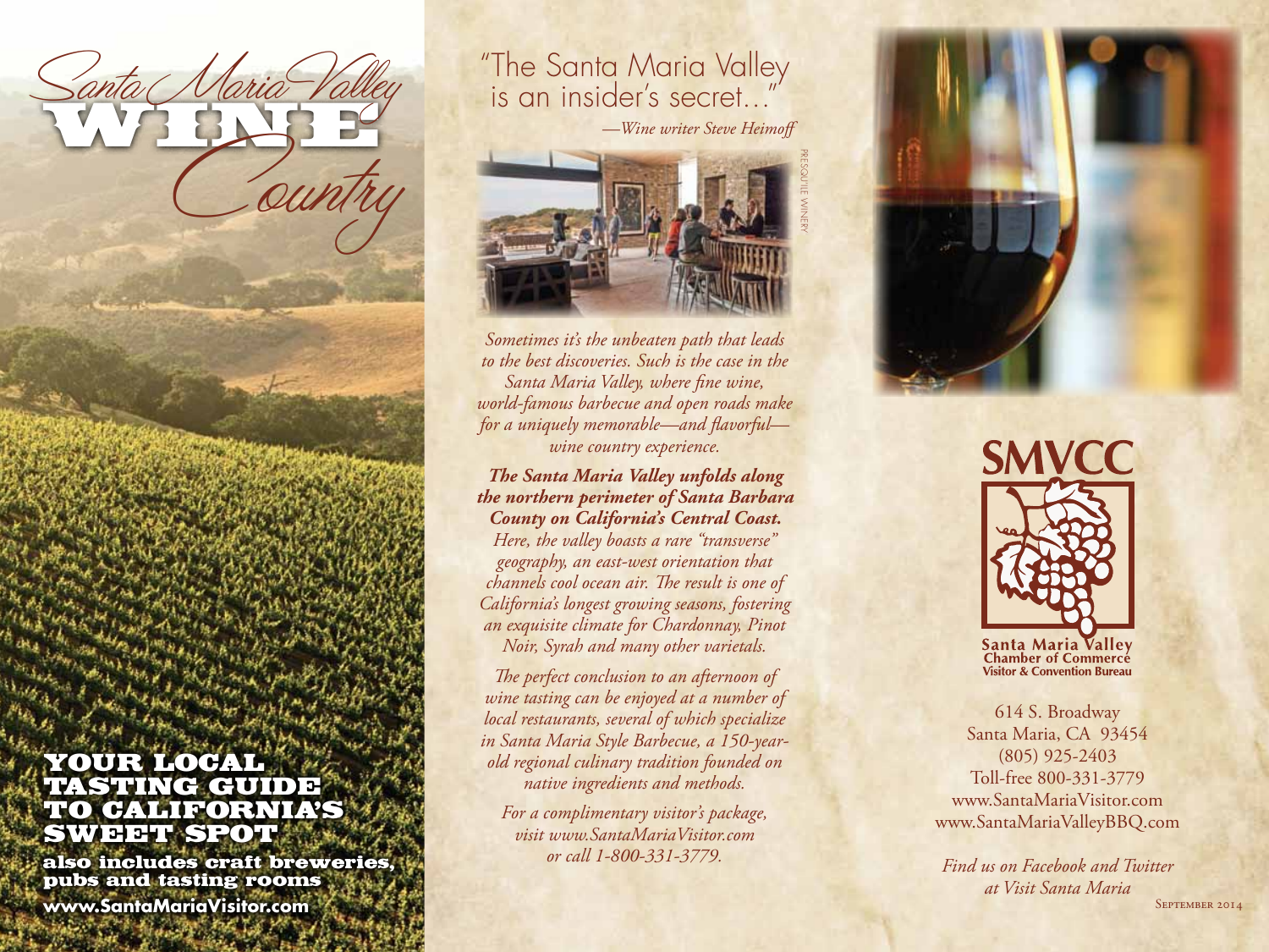# Santa Maria Valley WINE Country

## YOUR LOCAL TASTING GUIDE TO CALIFORNIA'S SWEET SPOT

**also includes craft breweries, pubs and tasting rooms**

**www.SantaMariaVisitor.com**

"The Santa Maria Valley is an insider's secret..."

*—Wine writer Steve Heimoff*

PRESQU'ILE WINERY

*Sometimes it's the unbeaten path that leads to the best discoveries. Such is the case in the Santa Maria Valley, where fine wine, world-famous barbecue and open roads make for a uniquely memorable—and flavorful—wine country experience.*

***The Santa Maria Valley unfolds along the northern perimeter of Santa Barbara County on California's Central Coast.*** *Here, the valley boasts a rare "transverse" geography, an east-west orientation that channels cool ocean air. The result is one of California's longest growing seasons, fostering an exquisite climate for Chardonnay, Pinot Noir, Syrah and many other varietals.*

*The perfect conclusion to an afternoon of wine tasting can be enjoyed at a number of local restaurants, several of which specialize in Santa Maria Style Barbecue, a 150-year-old regional culinary tradition founded on native ingredients and methods.*

*For a complimentary visitor's package, visit www.SantaMariaVisitor.com or call 1-800-331-3779.*

**SMVCC**

**Santa Maria Valley Chamber of Commerce Visitor & Convention Bureau**

614 S. Broadway
Santa Maria, CA 93454
(805) 925-2403
Toll-free 800-331-3779
www.SantaMariaVisitor.com
www.SantaMariaValleyBBQ.com

*Find us on Facebook and Twitter at Visit Santa Maria*

September 2014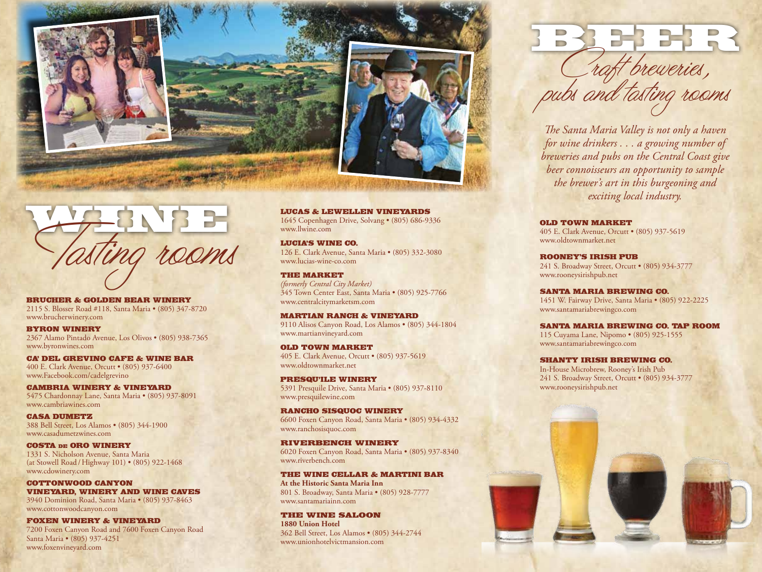# WINE
## Tasting rooms

**BRUCHER & GOLDEN BEAR WINERY**
2115 S. Blosser Road #118, Santa Maria • (805) 347-8720
www.brucherwinery.com

**BYRON WINERY**
2367 Alamo Pintado Avenue, Los Olivos • (805) 938-7365
www.byronwines.com

**CA' DEL GREVINO CAFE & WINE BAR**
400 E. Clark Avenue, Orcutt • (805) 937-6400
www.Facebook.com/cadelgrevino

**CAMBRIA WINERY & VINEYARD**
5475 Chardonnay Lane, Santa Maria • (805) 937-8091
www.cambriawines.com

**CASA DUMETZ**
388 Bell Street, Los Alamos • (805) 344-1900
www.casadumetzwines.com

**COSTA DE ORO WINERY**
1331 S. Nicholson Avenue, Santa Maria
(at Stowell Road / Highway 101) • (805) 922-1468
www.cdowinery.com

**COTTONWOOD CANYON VINEYARD, WINERY AND WINE CAVES**
3940 Dominion Road, Santa Maria • (805) 937-8463
www.cottonwoodcanyon.com

**FOXEN WINERY & VINEYARD**
7200 Foxen Canyon Road and 7600 Foxen Canyon Road
Santa Maria • (805) 937-4251
www.foxenvineyard.com

**LUCAS & LEWELLEN VINEYARDS**
1645 Copenhagen Drive, Solvang • (805) 686-9336
www.llwine.com

**LUCIA'S WINE CO.**
126 E. Clark Avenue, Santa Maria • (805) 332-3080
www.lucias-wine-co.com

**THE MARKET**
*(formerly Central City Market)*
345 Town Center East, Santa Maria • (805) 925-7766
www.centralcitymarketsm.com

**MARTIAN RANCH & VINEYARD**
9110 Alisos Canyon Road, Los Alamos • (805) 344-1804
www.martianvineyard.com

**OLD TOWN MARKET**
405 E. Clark Avenue, Orcutt • (805) 937-5619
www.oldtownmarket.net

**PRESQU'ILE WINERY**
5391 Presquile Drive, Santa Maria • (805) 937-8110
www.presquilewine.com

**RANCHO SISQUOC WINERY**
6600 Foxen Canyon Road, Santa Maria • (805) 934-4332
www.ranchosisquoc.com

**RIVERBENCH WINERY**
6020 Foxen Canyon Road, Santa Maria • (805) 937-8340
www.riverbench.com

**THE WINE CELLAR & MARTINI BAR**
**At the Historic Santa Maria Inn**
801 S. Broadway, Santa Maria • (805) 928-7777
www.santamariainn.com

**THE WINE SALOON**
**1880 Union Hotel**
362 Bell Street, Los Alamos • (805) 344-2744
www.unionhotelvictmansion.com

# BEER
## Craft breweries, pubs and tasting rooms

*The Santa Maria Valley is not only a haven for wine drinkers . . . a growing number of breweries and pubs on the Central Coast give beer connoisseurs an opportunity to sample the brewer's art in this burgeoning and exciting local industry.*

**OLD TOWN MARKET**
405 E. Clark Avenue, Orcutt • (805) 937-5619
www.oldtownmarket.net

**ROONEY'S IRISH PUB**
241 S. Broadway Street, Orcutt • (805) 934-3777
www.rooneysirishpub.net

**SANTA MARIA BREWING CO.**
1451 W. Fairway Drive, Santa Maria • (805) 922-2225
www.santamariabrewingco.com

**SANTA MARIA BREWING CO. TAP ROOM**
115 Cuyama Lane, Nipomo • (805) 925-1555
www.santamariabrewingco.com

**SHANTY IRISH BREWING CO.**
In-House Microbrew, Rooney's Irish Pub
241 S. Broadway Street, Orcutt • (805) 934-3777
www.rooneysirishpub.net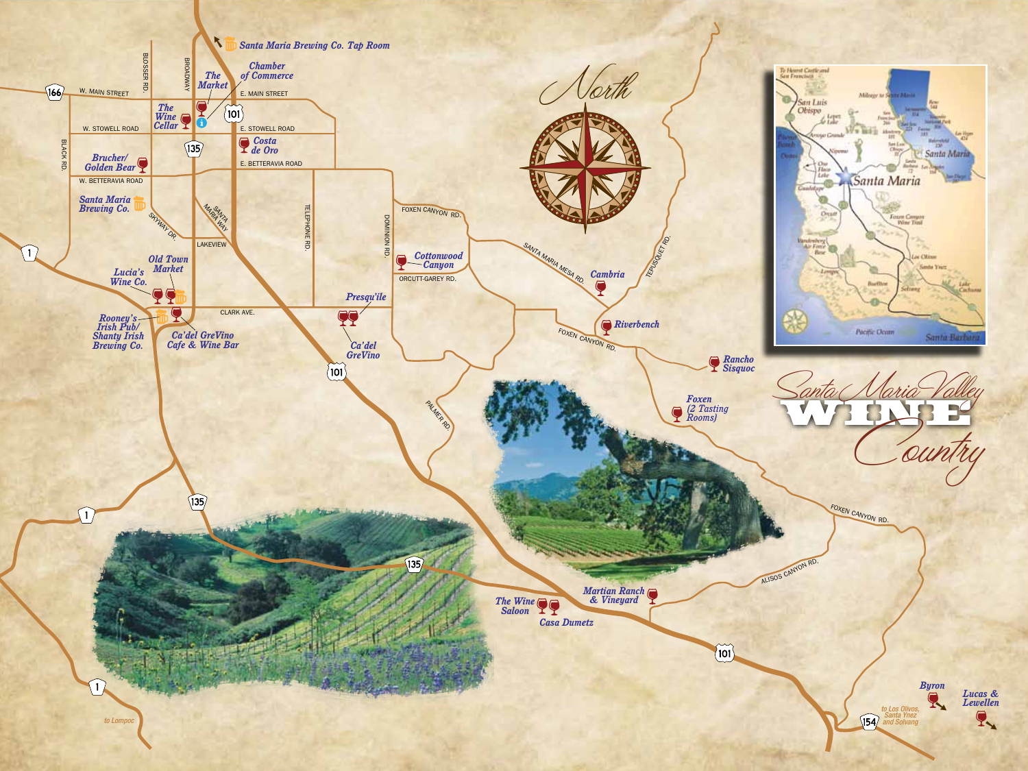# Santa Maria Valley WINE Country

North

Santa Maria Brewing Co. Tap Room

Chamber of Commerce

The Market

The Wine Cellar

Costa de Oro

Brucher/ Golden Bear

Santa Maria Brewing Co.

Old Town Market

Lucia's Wine Co.

Rooney's Irish Pub/ Shanty Irish Brewing Co.

Ca'del GreVino Cafe & Wine Bar

Presqu'ile

Ca'del GreVino

Cottonwood Canyon

Cambria

Riverbench

Rancho Sisquoc

Foxen (2 Tasting Rooms)

Martian Ranch & Vineyard

The Wine Saloon

Casa Dumetz

Byron

Lucas & Lewellen

166 — W. MAIN STREET — E. MAIN STREET

W. STOWELL ROAD — E. STOWELL ROAD

E. BETTERAVIA ROAD — W. BETTERAVIA ROAD

BLOSSER RD. — BROADWAY — BLACK RD. — SKYWAY DR. — SANTA MARIA WAY — LAKEVIEW — TELEPHONE RD. — DOMINION RD. — CLARK AVE.

FOXEN CANYON RD. — ORCUTT-GAREY RD. — SANTA MARIA MESA RD. — TEPUSQUET RD. — PALMER RD. — ALISOS CANYON RD.

101 — 135 — 1 — 154

to Lompoc

to Los Olivos, Santa Ynez and Solvang

To Hearst Castle and San Francisco

San Luis Obispo — Lopez Lake — Arroyo Grande — Pismo Beach — Dunes — Nipomo — Oso Flaco Lake — Guadalupe — Santa Maria — Orcutt — Foxen Canyon Wine Trail — Vandenberg Air Force Base — Lompoc — Los Olivos — Santa Ynez — Buellton — Solvang — Lake Cachuma — Pacific Ocean — Santa Barbara

Mileage to Santa Maria